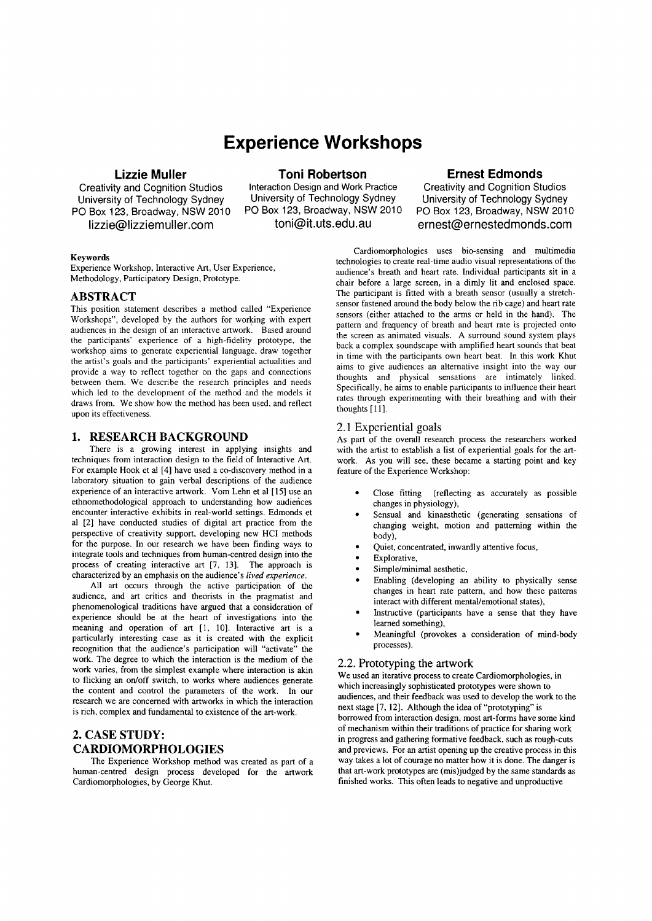# Experience Workshops

**Lizzie Muller**
Creativity and Cognition Studios
University of Technology Sydney
PO Box 123, Broadway, NSW 2010
lizzie@lizziemuller.com

**Toni Robertson**
Interaction Design and Work Practice
University of Technology Sydney
PO Box 123, Broadway, NSW 2010
toni@it.uts.edu.au

**Ernest Edmonds**
Creativity and Cognition Studios
University of Technology Sydney
PO Box 123, Broadway, NSW 2010
ernest@ernestedmonds.com

**Keywords**

Experience Workshop, Interactive Art, User Experience, Methodology, Participatory Design, Prototype.

## ABSTRACT

This position statement describes a method called "Experience Workshops", developed by the authors for working with expert audiences in the design of an interactive artwork. Based around the participants' experience of a high-fidelity prototype, the workshop aims to generate experiential language, draw together the artist's goals and the participants' experiential actualities and provide a way to reflect together on the gaps and connections between them. We describe the research principles and needs which led to the development of the method and the models it draws from. We show how the method has been used, and reflect upon its effectiveness.

## 1. RESEARCH BACKGROUND

There is a growing interest in applying insights and techniques from interaction design to the field of Interactive Art. For example Hook et al [4] have used a co-discovery method in a laboratory situation to gain verbal descriptions of the audience experience of an interactive artwork. Vom Lehn et al [15] use an ethnomethodological approach to understanding how audiences encounter interactive exhibits in real-world settings. Edmonds et al [2] have conducted studies of digital art practice from the perspective of creativity support, developing new HCI methods for the purpose. In our research we have been finding ways to integrate tools and techniques from human-centred design into the process of creating interactive art [7, 13]. The approach is characterized by an emphasis on the audience's *lived experience*.

All art occurs through the active participation of the audience, and art critics and theorists in the pragmatist and phenomenological traditions have argued that a consideration of experience should be at the heart of investigations into the meaning and operation of art [1, 10]. Interactive art is a particularly interesting case as it is created with the explicit recognition that the audience's participation will "activate" the work. The degree to which the interaction is the medium of the work varies, from the simplest example where interaction is akin to flicking an on/off switch, to works where audiences generate the content and control the parameters of the work. In our research we are concerned with artworks in which the interaction is rich, complex and fundamental to existence of the art-work.

## 2. CASE STUDY: CARDIOMORPHOLOGIES

The Experience Workshop method was created as part of a human-centred design process developed for the artwork Cardiomorphologies, by George Khut.

Cardiomorphologies uses bio-sensing and multimedia technologies to create real-time audio visual representations of the audience's breath and heart rate. Individual participants sit in a chair before a large screen, in a dimly lit and enclosed space. The participant is fitted with a breath sensor (usually a stretch-sensor fastened around the body below the rib cage) and heart rate sensors (either attached to the arms or held in the hand). The pattern and frequency of breath and heart rate is projected onto the screen as animated visuals. A surround sound system plays back a complex soundscape with amplified heart sounds that beat in time with the participants own heart beat. In this work Khut aims to give audiences an alternative insight into the way our thoughts and physical sensations are intimately linked. Specifically, he aims to enable participants to influence their heart rates through experimenting with their breathing and with their thoughts [11].

### 2.1 Experiential goals

As part of the overall research process the researchers worked with the artist to establish a list of experiential goals for the art-work. As you will see, these became a starting point and key feature of the Experience Workshop:

- Close fitting (reflecting as accurately as possible changes in physiology),
- Sensual and kinaesthetic (generating sensations of changing weight, motion and patterning within the body),
- Quiet, concentrated, inwardly attentive focus,
- Explorative,
- Simple/minimal aesthetic,
- Enabling (developing an ability to physically sense changes in heart rate pattern, and how these patterns interact with different mental/emotional states),
- Instructive (participants have a sense that they have learned something),
- Meaningful (provokes a consideration of mind-body processes).

### 2.2. Prototyping the artwork

We used an iterative process to create Cardiomorphologies, in which increasingly sophisticated prototypes were shown to audiences, and their feedback was used to develop the work to the next stage [7, 12]. Although the idea of "prototyping" is borrowed from interaction design, most art-forms have some kind of mechanism within their traditions of practice for sharing work in progress and gathering formative feedback, such as rough-cuts and previews. For an artist opening up the creative process in this way takes a lot of courage no matter how it is done. The danger is that art-work prototypes are (mis)judged by the same standards as finished works. This often leads to negative and unproductive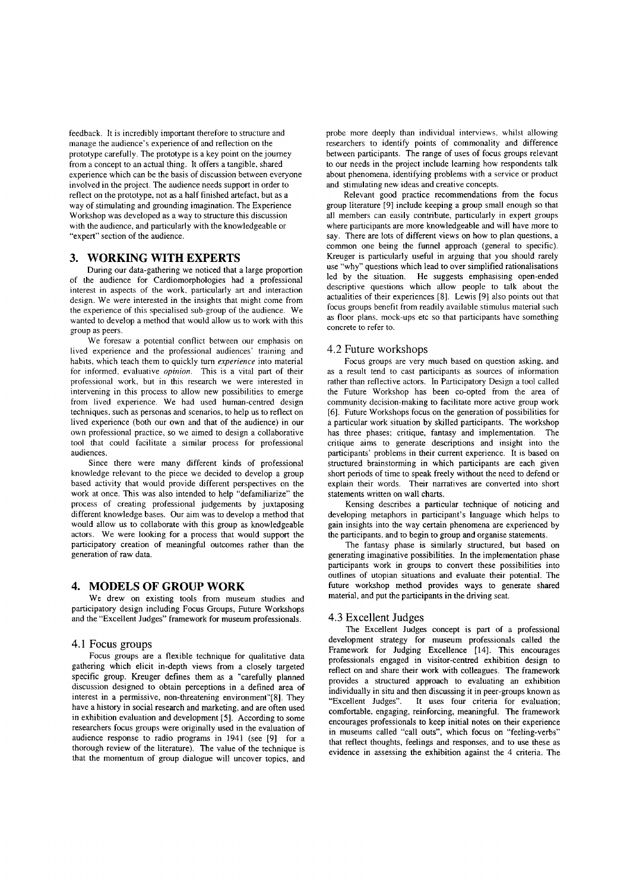feedback. It is incredibly important therefore to structure and manage the audience's experience of and reflection on the prototype carefully. The prototype is a key point on the journey from a concept to an actual thing. It offers a tangible, shared experience which can be the basis of discussion between everyone involved in the project. The audience needs support in order to reflect on the prototype, not as a half finished artefact, but as a way of stimulating and grounding imagination. The Experience Workshop was developed as a way to structure this discussion with the audience, and particularly with the knowledgeable or "expert" section of the audience.

## 3. WORKING WITH EXPERTS

During our data-gathering we noticed that a large proportion of the audience for Cardiomorphologies had a professional interest in aspects of the work, particularly art and interaction design. We were interested in the insights that might come from the experience of this specialised sub-group of the audience. We wanted to develop a method that would allow us to work with this group as peers.

We foresaw a potential conflict between our emphasis on lived experience and the professional audiences' training and habits, which teach them to quickly turn *experience* into material for informed, evaluative *opinion*. This is a vital part of their professional work, but in this research we were interested in intervening in this process to allow new possibilities to emerge from lived experience. We had used human-centred design techniques, such as personas and scenarios, to help us to reflect on lived experience (both our own and that of the audience) in our own professional practice, so we aimed to design a collaborative tool that could facilitate a similar process for professional audiences.

Since there were many different kinds of professional knowledge relevant to the piece we decided to develop a group based activity that would provide different perspectives on the work at once. This was also intended to help "defamiliarize" the process of creating professional judgements by juxtaposing different knowledge bases. Our aim was to develop a method that would allow us to collaborate with this group as knowledgeable actors. We were looking for a process that would support the participatory creation of meaningful outcomes rather than the generation of raw data.

## 4. MODELS OF GROUP WORK

We drew on existing tools from museum studies and participatory design including Focus Groups, Future Workshops and the "Excellent Judges" framework for museum professionals.

### 4.1 Focus groups

Focus groups are a flexible technique for qualitative data gathering which elicit in-depth views from a closely targeted specific group. Kreuger defines them as a "carefully planned discussion designed to obtain perceptions in a defined area of interest in a permissive, non-threatening environment"[8]. They have a history in social research and marketing, and are often used in exhibition evaluation and development [5]. According to some researchers focus groups were originally used in the evaluation of audience response to radio programs in 1941 (see [9] for a thorough review of the literature). The value of the technique is that the momentum of group dialogue will uncover topics, and probe more deeply than individual interviews, whilst allowing researchers to identify points of commonality and difference between participants. The range of uses of focus groups relevant to our needs in the project include learning how respondents talk about phenomena, identifying problems with a service or product and stimulating new ideas and creative concepts.

Relevant good practice recommendations from the focus group literature [9] include keeping a group small enough so that all members can easily contribute, particularly in expert groups where participants are more knowledgeable and will have more to say. There are lots of different views on how to plan questions, a common one being the funnel approach (general to specific). Kreuger is particularly useful in arguing that you should rarely use "why" questions which lead to over simplified rationalisations led by the situation. He suggests emphasising open-ended descriptive questions which allow people to talk about the actualities of their experiences [8]. Lewis [9] also points out that focus groups benefit from readily available stimulus material such as floor plans, mock-ups etc so that participants have something concrete to refer to.

### 4.2 Future workshops

Focus groups are very much based on question asking, and as a result tend to cast participants as sources of information rather than reflective actors. In Participatory Design a tool called the Future Workshop has been co-opted from the area of community decision-making to facilitate more active group work [6]. Future Workshops focus on the generation of possibilities for a particular work situation by skilled participants. The workshop has three phases; critique, fantasy and implementation. The critique aims to generate descriptions and insight into the participants' problems in their current experience. It is based on structured brainstorming in which participants are each given short periods of time to speak freely without the need to defend or explain their words. Their narratives are converted into short statements written on wall charts.

Kensing describes a particular technique of noticing and developing metaphors in participant's language which helps to gain insights into the way certain phenomena are experienced by the participants, and to begin to group and organise statements.

The fantasy phase is similarly structured, but based on generating imaginative possibilities. In the implementation phase participants work in groups to convert these possibilities into outlines of utopian situations and evaluate their potential. The future workshop method provides ways to generate shared material, and put the participants in the driving seat.

### 4.3 Excellent Judges

The Excellent Judges concept is part of a professional development strategy for museum professionals called the Framework for Judging Excellence [14]. This encourages professionals engaged in visitor-centred exhibition design to reflect on and share their work with colleagues. The framework provides a structured approach to evaluating an exhibition individually in situ and then discussing it in peer-groups known as "Excellent Judges". It uses four criteria for evaluation; comfortable, engaging, reinforcing, meaningful. The framework encourages professionals to keep initial notes on their experience in museums called "call outs", which focus on "feeling-verbs" that reflect thoughts, feelings and responses, and to use these as evidence in assessing the exhibition against the 4 criteria. The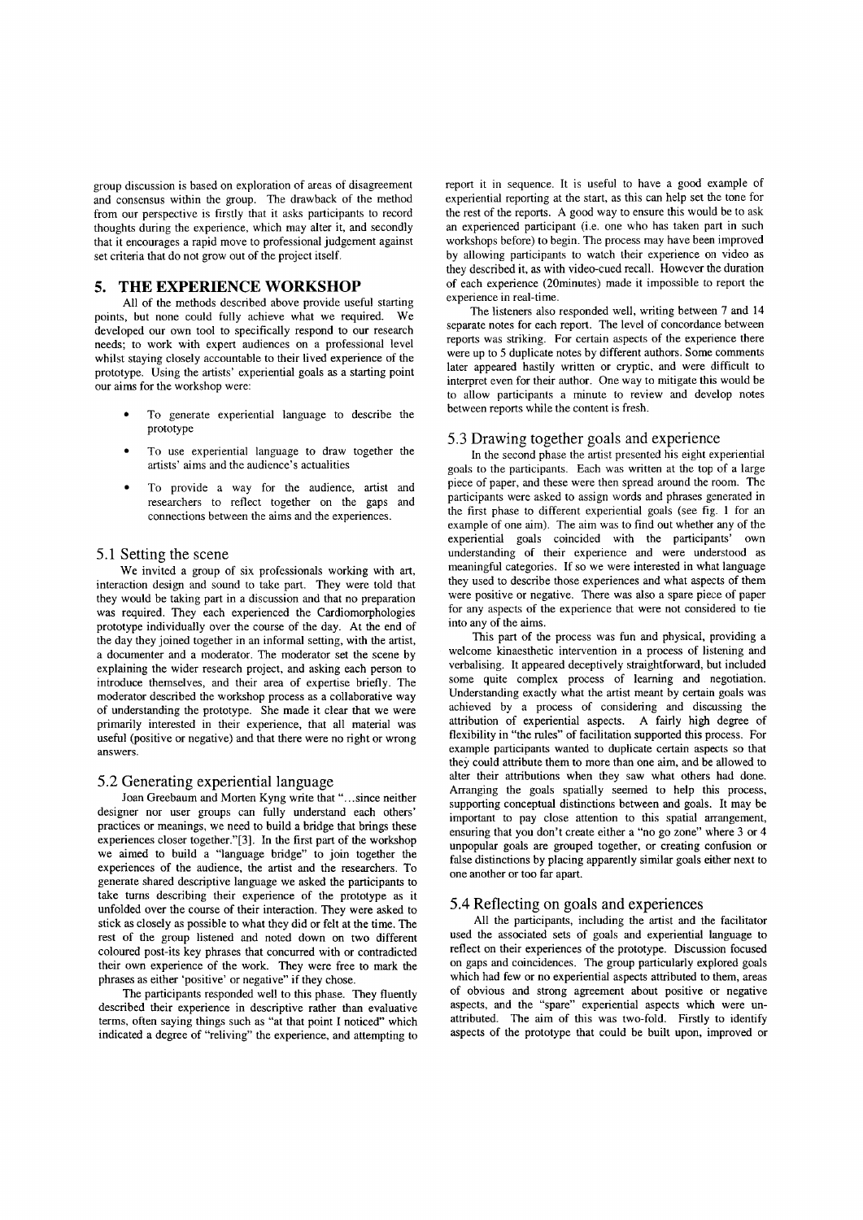group discussion is based on exploration of areas of disagreement and consensus within the group. The drawback of the method from our perspective is firstly that it asks participants to record thoughts during the experience, which may alter it, and secondly that it encourages a rapid move to professional judgement against set criteria that do not grow out of the project itself.

## 5. THE EXPERIENCE WORKSHOP

All of the methods described above provide useful starting points, but none could fully achieve what we required. We developed our own tool to specifically respond to our research needs; to work with expert audiences on a professional level whilst staying closely accountable to their lived experience of the prototype. Using the artists' experiential goals as a starting point our aims for the workshop were:

- To generate experiential language to describe the prototype
- To use experiential language to draw together the artists' aims and the audience's actualities
- To provide a way for the audience, artist and researchers to reflect together on the gaps and connections between the aims and the experiences.

### 5.1 Setting the scene

We invited a group of six professionals working with art, interaction design and sound to take part. They were told that they would be taking part in a discussion and that no preparation was required. They each experienced the Cardiomorphologies prototype individually over the course of the day. At the end of the day they joined together in an informal setting, with the artist, a documenter and a moderator. The moderator set the scene by explaining the wider research project, and asking each person to introduce themselves, and their area of expertise briefly. The moderator described the workshop process as a collaborative way of understanding the prototype. She made it clear that we were primarily interested in their experience, that all material was useful (positive or negative) and that there were no right or wrong answers.

### 5.2 Generating experiential language

Joan Greebaum and Morten Kyng write that "...since neither designer nor user groups can fully understand each others' practices or meanings, we need to build a bridge that brings these experiences closer together."[3]. In the first part of the workshop we aimed to build a "language bridge" to join together the experiences of the audience, the artist and the researchers. To generate shared descriptive language we asked the participants to take turns describing their experience of the prototype as it unfolded over the course of their interaction. They were asked to stick as closely as possible to what they did or felt at the time. The rest of the group listened and noted down on two different coloured post-its key phrases that concurred with or contradicted their own experience of the work. They were free to mark the phrases as either 'positive' or negative" if they chose.

The participants responded well to this phase. They fluently described their experience in descriptive rather than evaluative terms, often saying things such as "at that point I noticed" which indicated a degree of "reliving" the experience, and attempting to report it in sequence. It is useful to have a good example of experiential reporting at the start, as this can help set the tone for the rest of the reports. A good way to ensure this would be to ask an experienced participant (i.e. one who has taken part in such workshops before) to begin. The process may have been improved by allowing participants to watch their experience on video as they described it, as with video-cued recall. However the duration of each experience (20minutes) made it impossible to report the experience in real-time.

The listeners also responded well, writing between 7 and 14 separate notes for each report. The level of concordance between reports was striking. For certain aspects of the experience there were up to 5 duplicate notes by different authors. Some comments later appeared hastily written or cryptic, and were difficult to interpret even for their author. One way to mitigate this would be to allow participants a minute to review and develop notes between reports while the content is fresh.

### 5.3 Drawing together goals and experience

In the second phase the artist presented his eight experiential goals to the participants. Each was written at the top of a large piece of paper, and these were then spread around the room. The participants were asked to assign words and phrases generated in the first phase to different experiential goals (see fig. 1 for an example of one aim). The aim was to find out whether any of the experiential goals coincided with the participants' own understanding of their experience and were understood as meaningful categories. If so we were interested in what language they used to describe those experiences and what aspects of them were positive or negative. There was also a spare piece of paper for any aspects of the experience that were not considered to tie into any of the aims.

This part of the process was fun and physical, providing a welcome kinaesthetic intervention in a process of listening and verbalising. It appeared deceptively straightforward, but included some quite complex process of learning and negotiation. Understanding exactly what the artist meant by certain goals was achieved by a process of considering and discussing the attribution of experiential aspects. A fairly high degree of flexibility in "the rules" of facilitation supported this process. For example participants wanted to duplicate certain aspects so that they could attribute them to more than one aim, and be allowed to alter their attributions when they saw what others had done. Arranging the goals spatially seemed to help this process, supporting conceptual distinctions between and goals. It may be important to pay close attention to this spatial arrangement, ensuring that you don't create either a "no go zone" where 3 or 4 unpopular goals are grouped together, or creating confusion or false distinctions by placing apparently similar goals either next to one another or too far apart.

### 5.4 Reflecting on goals and experiences

All the participants, including the artist and the facilitator used the associated sets of goals and experiential language to reflect on their experiences of the prototype. Discussion focused on gaps and coincidences. The group particularly explored goals which had few or no experiential aspects attributed to them, areas of obvious and strong agreement about positive or negative aspects, and the "spare" experiential aspects which were un-attributed. The aim of this was two-fold. Firstly to identify aspects of the prototype that could be built upon, improved or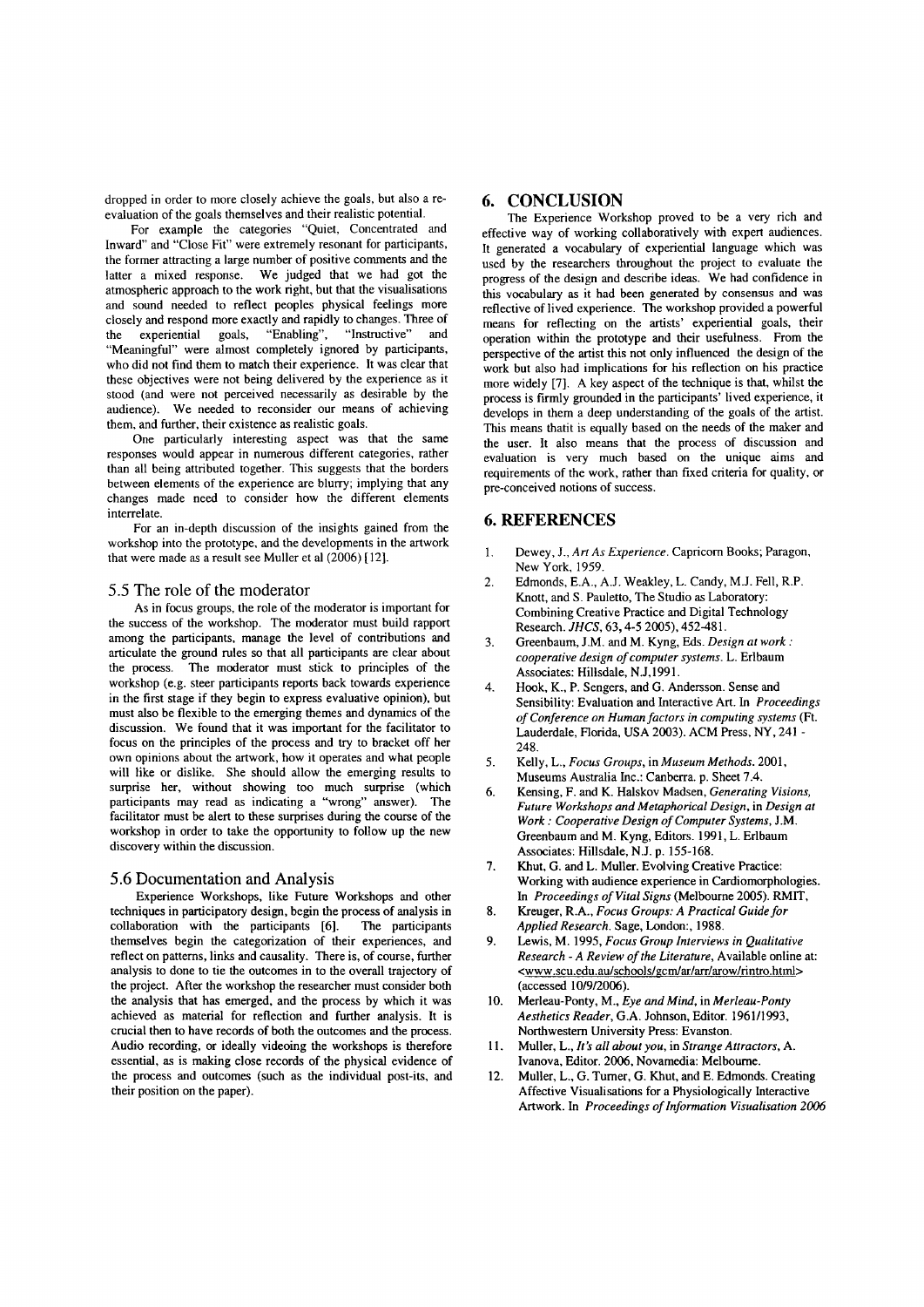dropped in order to more closely achieve the goals, but also a re-evaluation of the goals themselves and their realistic potential.

For example the categories "Quiet, Concentrated and Inward" and "Close Fit" were extremely resonant for participants, the former attracting a large number of positive comments and the latter a mixed response. We judged that we had got the atmospheric approach to the work right, but that the visualisations and sound needed to reflect peoples physical feelings more closely and respond more exactly and rapidly to changes. Three of the experiential goals, "Enabling", "Instructive" and "Meaningful" were almost completely ignored by participants, who did not find them to match their experience. It was clear that these objectives were not being delivered by the experience as it stood (and were not perceived necessarily as desirable by the audience). We needed to reconsider our means of achieving them, and further, their existence as realistic goals.

One particularly interesting aspect was that the same responses would appear in numerous different categories, rather than all being attributed together. This suggests that the borders between elements of the experience are blurry; implying that any changes made need to consider how the different elements interrelate.

For an in-depth discussion of the insights gained from the workshop into the prototype, and the developments in the artwork that were made as a result see Muller et al (2006) [12].

### 5.5 The role of the moderator

As in focus groups, the role of the moderator is important for the success of the workshop. The moderator must build rapport among the participants, manage the level of contributions and articulate the ground rules so that all participants are clear about the process. The moderator must stick to principles of the workshop (e.g. steer participants reports back towards experience in the first stage if they begin to express evaluative opinion), but must also be flexible to the emerging themes and dynamics of the discussion. We found that it was important for the facilitator to focus on the principles of the process and try to bracket off her own opinions about the artwork, how it operates and what people will like or dislike. She should allow the emerging results to surprise her, without showing too much surprise (which participants may read as indicating a "wrong" answer). The facilitator must be alert to these surprises during the course of the workshop in order to take the opportunity to follow up the new discovery within the discussion.

### 5.6 Documentation and Analysis

Experience Workshops, like Future Workshops and other techniques in participatory design, begin the process of analysis in collaboration with the participants [6]. The participants themselves begin the categorization of their experiences, and reflect on patterns, links and causality. There is, of course, further analysis to done to tie the outcomes in to the overall trajectory of the project. After the workshop the researcher must consider both the analysis that has emerged, and the process by which it was achieved as material for reflection and further analysis. It is crucial then to have records of both the outcomes and the process. Audio recording, or ideally videoing the workshops is therefore essential, as is making close records of the physical evidence of the process and outcomes (such as the individual post-its, and their position on the paper).

## 6. CONCLUSION

The Experience Workshop proved to be a very rich and effective way of working collaboratively with expert audiences. It generated a vocabulary of experiential language which was used by the researchers throughout the project to evaluate the progress of the design and describe ideas. We had confidence in this vocabulary as it had been generated by consensus and was reflective of lived experience. The workshop provided a powerful means for reflecting on the artists' experiential goals, their operation within the prototype and their usefulness. From the perspective of the artist this not only influenced the design of the work but also had implications for his reflection on his practice more widely [7]. A key aspect of the technique is that, whilst the process is firmly grounded in the participants' lived experience, it develops in them a deep understanding of the goals of the artist. This means thatit is equally based on the needs of the maker and the user. It also means that the process of discussion and evaluation is very much based on the unique aims and requirements of the work, rather than fixed criteria for quality, or pre-conceived notions of success.

## 6. REFERENCES

1. Dewey, J., *Art As Experience*. Capricorn Books; Paragon, New York, 1959.
2. Edmonds, E.A., A.J. Weakley, L. Candy, M.J. Fell, R.P. Knott, and S. Pauletto, The Studio as Laboratory: Combining Creative Practice and Digital Technology Research. *JHCS*, 63, 4-5 2005), 452-481.
3. Greenbaum, J.M. and M. Kyng, Eds. *Design at work : cooperative design of computer systems*. L. Erlbaum Associates: Hillsdale, N.J,1991.
4. Hook, K., P. Sengers, and G. Andersson. Sense and Sensibility: Evaluation and Interactive Art. In *Proceedings of Conference on Human factors in computing systems* (Ft. Lauderdale, Florida, USA 2003). ACM Press, NY, 241 - 248.
5. Kelly, L., *Focus Groups*, in *Museum Methods*. 2001, Museums Australia Inc.: Canberra. p. Sheet 7.4.
6. Kensing, F. and K. Halskov Madsen, *Generating Visions, Future Workshops and Metaphorical Design*, in *Design at Work : Cooperative Design of Computer Systems*, J.M. Greenbaum and M. Kyng, Editors. 1991, L. Erlbaum Associates: Hillsdale, N.J. p. 155-168.
7. Khut, G. and L. Muller. Evolving Creative Practice: Working with audience experience in Cardiomorphologies. In *Proceedings of Vital Signs* (Melbourne 2005). RMIT,
8. Kreuger, R.A., *Focus Groups: A Practical Guide for Applied Research*. Sage, London:, 1988.
9. Lewis, M. 1995, *Focus Group Interviews in Qualitative Research - A Review of the Literature*, Available online at: <www.scu.edu.au/schools/gcm/ar/arr/arow/rintro.html> (accessed 10/9/2006).
10. Merleau-Ponty, M., *Eye and Mind*, in *Merleau-Ponty Aesthetics Reader*, G.A. Johnson, Editor. 1961/1993, Northwestern University Press: Evanston.
11. Muller, L., *It's all about you*, in *Strange Attractors*, A. Ivanova, Editor. 2006, Novamedia: Melbourne.
12. Muller, L., G. Turner, G. Khut, and E. Edmonds. Creating Affective Visualisations for a Physiologically Interactive Artwork. In *Proceedings of Information Visualisation 2006*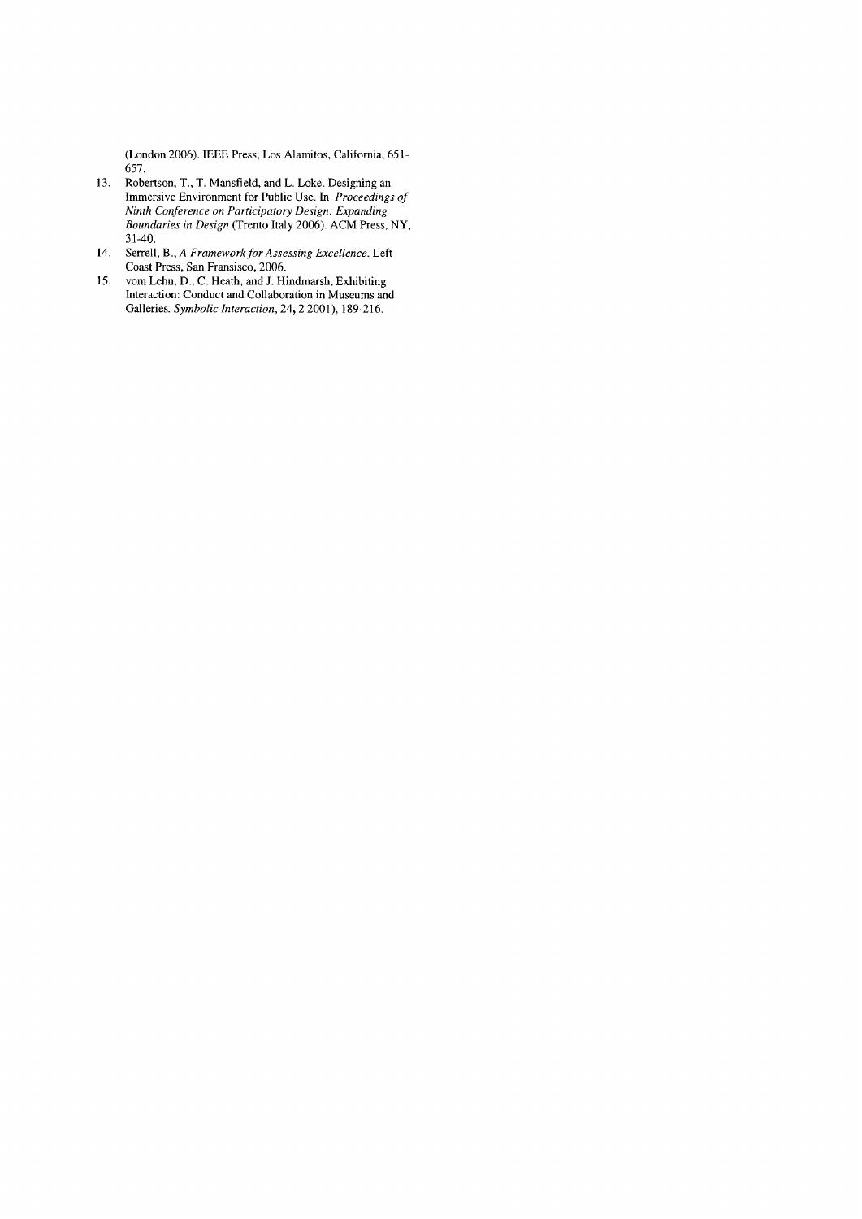(London 2006). IEEE Press, Los Alamitos, California, 651-657.

13. Robertson, T., T. Mansfield, and L. Loke. Designing an Immersive Environment for Public Use. In *Proceedings of Ninth Conference on Participatory Design: Expanding Boundaries in Design* (Trento Italy 2006). ACM Press, NY, 31-40.
14. Serrell, B., *A Framework for Assessing Excellence*. Left Coast Press, San Fransisco, 2006.
15. vom Lehn, D., C. Heath, and J. Hindmarsh, Exhibiting Interaction: Conduct and Collaboration in Museums and Galleries. *Symbolic Interaction*, 24, 2 2001), 189-216.